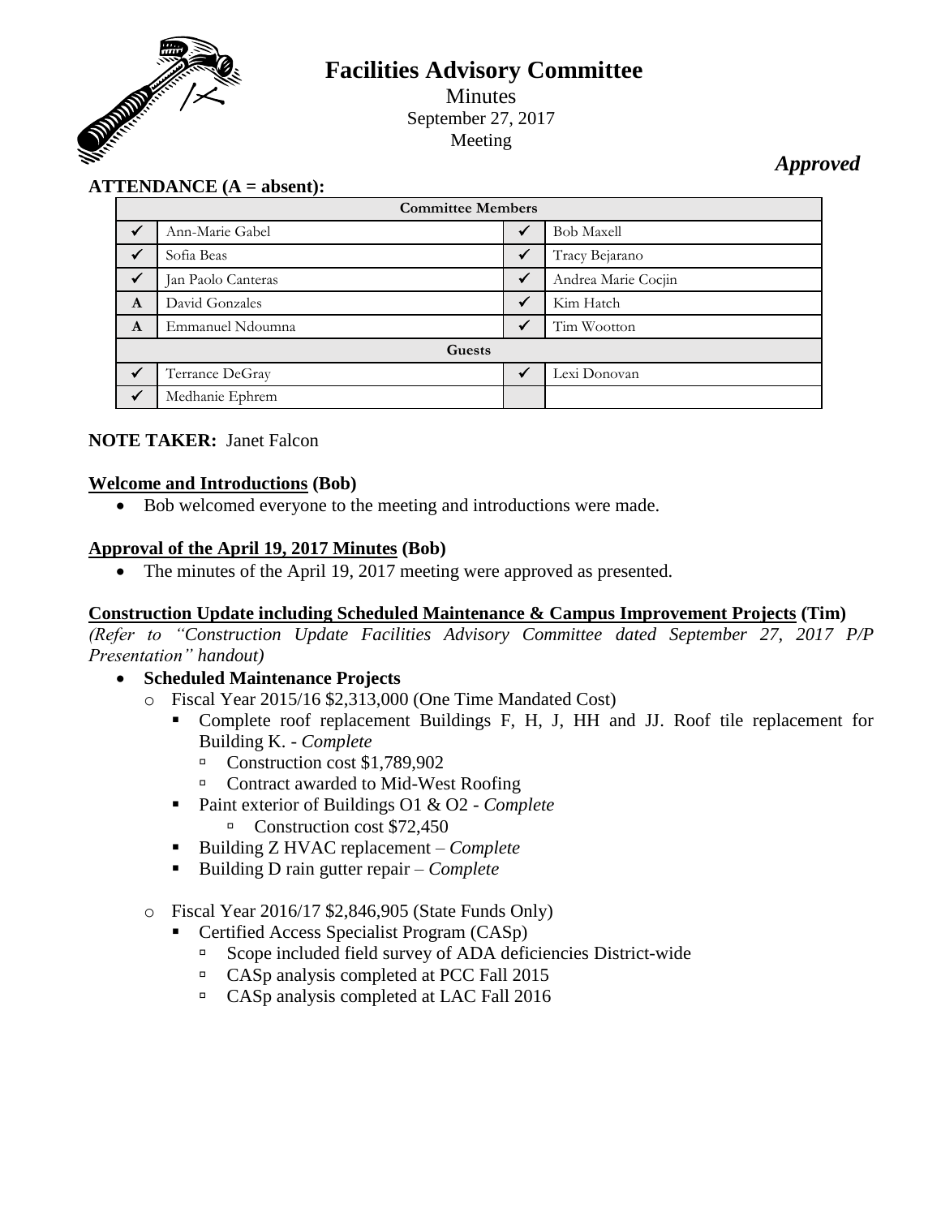# Facilities Advisory Committee

Minutes
September 27, 2017
Meeting

*Approved*

**ATTENDANCE (A = absent):**

| Committee Members | | | |
|---|---|---|---|
| ✓ | Ann-Marie Gabel | ✓ | Bob Maxell |
| ✓ | Sofia Beas | ✓ | Tracy Bejarano |
| ✓ | Jan Paolo Canteras | ✓ | Andrea Marie Cocjin |
| A | David Gonzales | ✓ | Kim Hatch |
| A | Emmanuel Ndoumna | ✓ | Tim Wootton |
| **Guests** | | | |
| ✓ | Terrance DeGray | ✓ | Lexi Donovan |
| ✓ | Medhanie Ephrem | | |

**NOTE TAKER:** Janet Falcon

**Welcome and Introductions (Bob)**

- Bob welcomed everyone to the meeting and introductions were made.

**Approval of the April 19, 2017 Minutes (Bob)**

- The minutes of the April 19, 2017 meeting were approved as presented.

**Construction Update including Scheduled Maintenance & Campus Improvement Projects (Tim)**

*(Refer to "Construction Update Facilities Advisory Committee dated September 27, 2017 P/P Presentation" handout)*

- **Scheduled Maintenance Projects**
  - Fiscal Year 2015/16 $2,313,000 (One Time Mandated Cost)
    - Complete roof replacement Buildings F, H, J, HH and JJ. Roof tile replacement for Building K. - *Complete*
      - Construction cost $1,789,902
      - Contract awarded to Mid-West Roofing
    - Paint exterior of Buildings O1 & O2 - *Complete*
      - Construction cost $72,450
    - Building Z HVAC replacement – *Complete*
    - Building D rain gutter repair – *Complete*
  - Fiscal Year 2016/17 $2,846,905 (State Funds Only)
    - Certified Access Specialist Program (CASp)
      - Scope included field survey of ADA deficiencies District-wide
      - CASp analysis completed at PCC Fall 2015
      - CASp analysis completed at LAC Fall 2016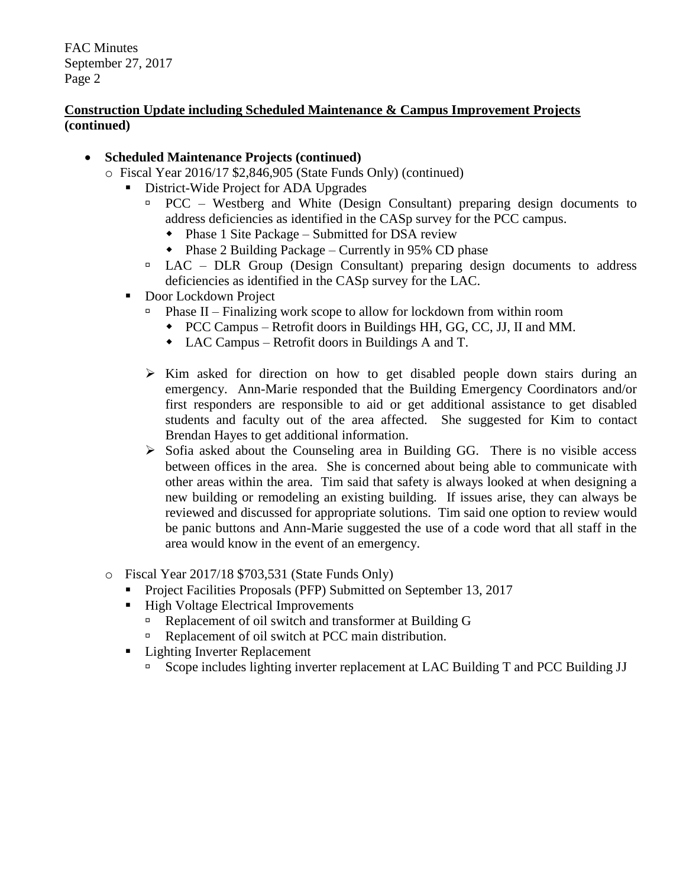**Construction Update including Scheduled Maintenance & Campus Improvement Projects (continued)**

- **Scheduled Maintenance Projects (continued)**
  - Fiscal Year 2016/17 $2,846,905 (State Funds Only) (continued)
    - District-Wide Project for ADA Upgrades
      - PCC – Westberg and White (Design Consultant) preparing design documents to address deficiencies as identified in the CASp survey for the PCC campus.
        - Phase 1 Site Package – Submitted for DSA review
        - Phase 2 Building Package – Currently in 95% CD phase
      - LAC – DLR Group (Design Consultant) preparing design documents to address deficiencies as identified in the CASp survey for the LAC.
    - Door Lockdown Project
      - Phase II – Finalizing work scope to allow for lockdown from within room
        - PCC Campus – Retrofit doors in Buildings HH, GG, CC, JJ, II and MM.
        - LAC Campus – Retrofit doors in Buildings A and T.

      - Kim asked for direction on how to get disabled people down stairs during an emergency. Ann-Marie responded that the Building Emergency Coordinators and/or first responders are responsible to aid or get additional assistance to get disabled students and faculty out of the area affected. She suggested for Kim to contact Brendan Hayes to get additional information.
      - Sofia asked about the Counseling area in Building GG. There is no visible access between offices in the area. She is concerned about being able to communicate with other areas within the area. Tim said that safety is always looked at when designing a new building or remodeling an existing building. If issues arise, they can always be reviewed and discussed for appropriate solutions. Tim said one option to review would be panic buttons and Ann-Marie suggested the use of a code word that all staff in the area would know in the event of an emergency.

  - Fiscal Year 2017/18 $703,531 (State Funds Only)
    - Project Facilities Proposals (PFP) Submitted on September 13, 2017
    - High Voltage Electrical Improvements
      - Replacement of oil switch and transformer at Building G
      - Replacement of oil switch at PCC main distribution.
    - Lighting Inverter Replacement
      - Scope includes lighting inverter replacement at LAC Building T and PCC Building JJ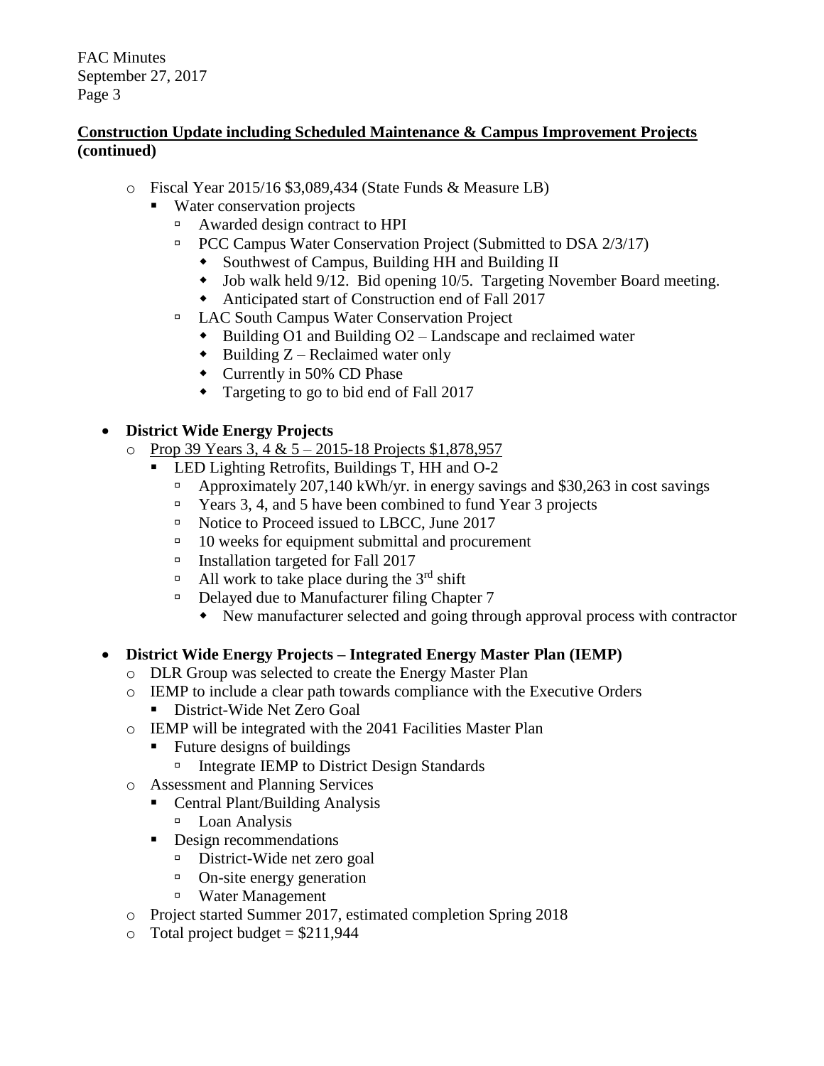**<u>Construction Update including Scheduled Maintenance & Campus Improvement Projects</u> (continued)**

- Fiscal Year 2015/16 $3,089,434 (State Funds & Measure LB)
  - Water conservation projects
    - Awarded design contract to HPI
    - PCC Campus Water Conservation Project (Submitted to DSA 2/3/17)
      - Southwest of Campus, Building HH and Building II
      - Job walk held 9/12. Bid opening 10/5. Targeting November Board meeting.
      - Anticipated start of Construction end of Fall 2017
    - LAC South Campus Water Conservation Project
      - Building O1 and Building O2 – Landscape and reclaimed water
      - Building Z – Reclaimed water only
      - Currently in 50% CD Phase
      - Targeting to go to bid end of Fall 2017

- **District Wide Energy Projects**
  - <u>Prop 39 Years 3, 4 & 5 – 2015-18 Projects $1,878,957</u>
    - LED Lighting Retrofits, Buildings T, HH and O-2
      - Approximately 207,140 kWh/yr. in energy savings and $30,263 in cost savings
      - Years 3, 4, and 5 have been combined to fund Year 3 projects
      - Notice to Proceed issued to LBCC, June 2017
      - 10 weeks for equipment submittal and procurement
      - Installation targeted for Fall 2017
      - All work to take place during the 3rd shift
      - Delayed due to Manufacturer filing Chapter 7
        - New manufacturer selected and going through approval process with contractor

- **District Wide Energy Projects – Integrated Energy Master Plan (IEMP)**
  - DLR Group was selected to create the Energy Master Plan
  - IEMP to include a clear path towards compliance with the Executive Orders
    - District-Wide Net Zero Goal
  - IEMP will be integrated with the 2041 Facilities Master Plan
    - Future designs of buildings
      - Integrate IEMP to District Design Standards
  - Assessment and Planning Services
    - Central Plant/Building Analysis
      - Loan Analysis
    - Design recommendations
      - District-Wide net zero goal
      - On-site energy generation
      - Water Management
  - Project started Summer 2017, estimated completion Spring 2018
  - Total project budget = $211,944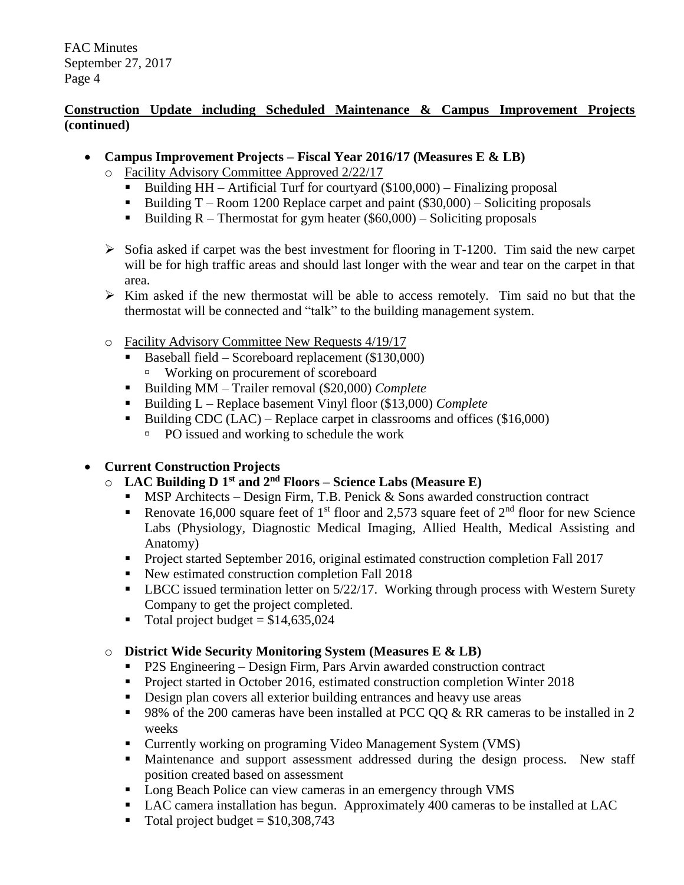**Construction Update including Scheduled Maintenance & Campus Improvement Projects (continued)**

- **Campus Improvement Projects – Fiscal Year 2016/17 (Measures E & LB)**
  - Facility Advisory Committee Approved 2/22/17
    - Building HH – Artificial Turf for courtyard ($100,000) – Finalizing proposal
    - Building T – Room 1200 Replace carpet and paint ($30,000) – Soliciting proposals
    - Building R – Thermostat for gym heater ($60,000) – Soliciting proposals

  - Sofia asked if carpet was the best investment for flooring in T-1200. Tim said the new carpet will be for high traffic areas and should last longer with the wear and tear on the carpet in that area.
  - Kim asked if the new thermostat will be able to access remotely. Tim said no but that the thermostat will be connected and "talk" to the building management system.

  - Facility Advisory Committee New Requests 4/19/17
    - Baseball field – Scoreboard replacement ($130,000)
      - Working on procurement of scoreboard
    - Building MM – Trailer removal ($20,000) *Complete*
    - Building L – Replace basement Vinyl floor ($13,000) *Complete*
    - Building CDC (LAC) – Replace carpet in classrooms and offices ($16,000)
      - PO issued and working to schedule the work

- **Current Construction Projects**
  - **LAC Building D 1st and 2nd Floors – Science Labs (Measure E)**
    - MSP Architects – Design Firm, T.B. Penick & Sons awarded construction contract
    - Renovate 16,000 square feet of 1st floor and 2,573 square feet of 2nd floor for new Science Labs (Physiology, Diagnostic Medical Imaging, Allied Health, Medical Assisting and Anatomy)
    - Project started September 2016, original estimated construction completion Fall 2017
    - New estimated construction completion Fall 2018
    - LBCC issued termination letter on 5/22/17. Working through process with Western Surety Company to get the project completed.
    - Total project budget = $14,635,024

  - **District Wide Security Monitoring System (Measures E & LB)**
    - P2S Engineering – Design Firm, Pars Arvin awarded construction contract
    - Project started in October 2016, estimated construction completion Winter 2018
    - Design plan covers all exterior building entrances and heavy use areas
    - 98% of the 200 cameras have been installed at PCC QQ & RR cameras to be installed in 2 weeks
    - Currently working on programing Video Management System (VMS)
    - Maintenance and support assessment addressed during the design process. New staff position created based on assessment
    - Long Beach Police can view cameras in an emergency through VMS
    - LAC camera installation has begun. Approximately 400 cameras to be installed at LAC
    - Total project budget = $10,308,743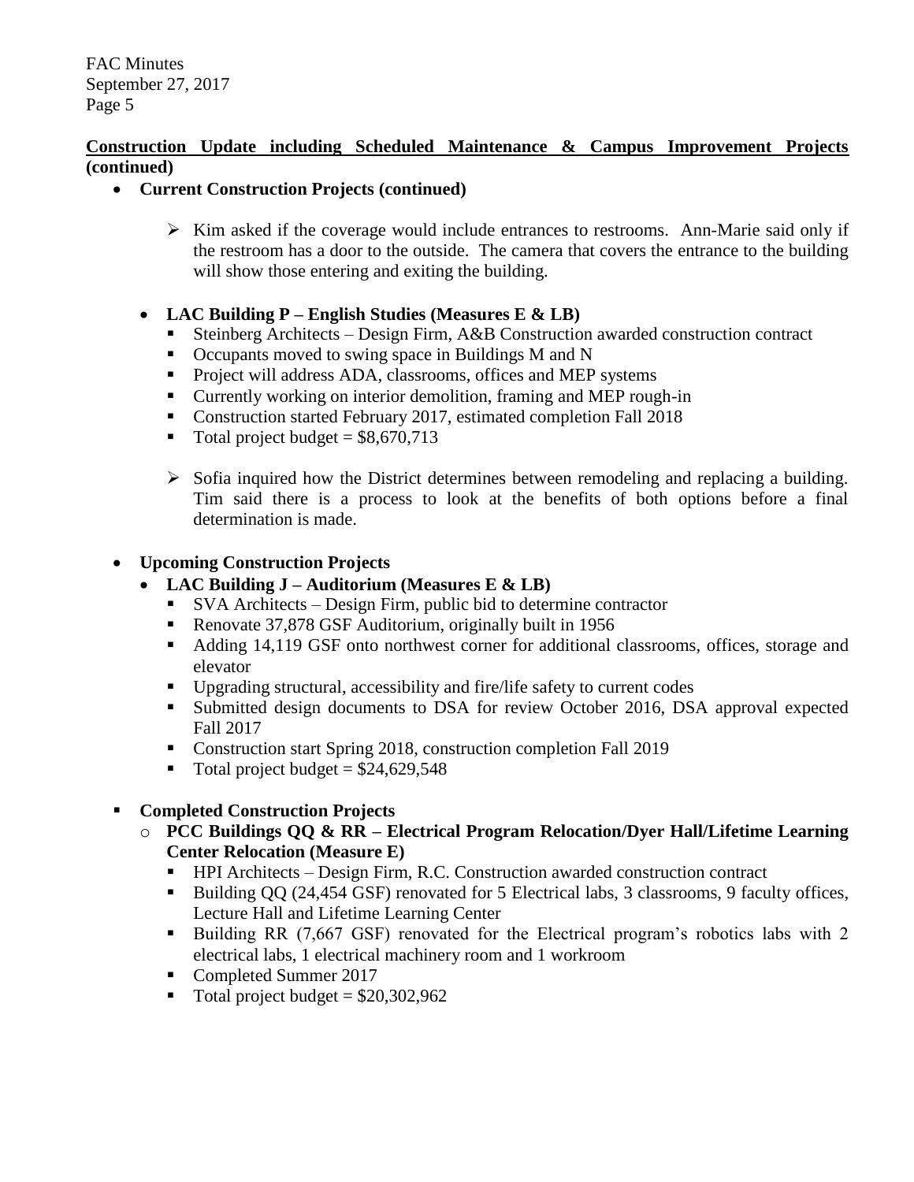**Construction Update including Scheduled Maintenance & Campus Improvement Projects (continued)**

- **Current Construction Projects (continued)**

  - Kim asked if the coverage would include entrances to restrooms. Ann-Marie said only if the restroom has a door to the outside. The camera that covers the entrance to the building will show those entering and exiting the building.

- **LAC Building P – English Studies (Measures E & LB)**
  - Steinberg Architects – Design Firm, A&B Construction awarded construction contract
  - Occupants moved to swing space in Buildings M and N
  - Project will address ADA, classrooms, offices and MEP systems
  - Currently working on interior demolition, framing and MEP rough-in
  - Construction started February 2017, estimated completion Fall 2018
  - Total project budget = $8,670,713

  - Sofia inquired how the District determines between remodeling and replacing a building. Tim said there is a process to look at the benefits of both options before a final determination is made.

- **Upcoming Construction Projects**
  - **LAC Building J – Auditorium (Measures E & LB)**
    - SVA Architects – Design Firm, public bid to determine contractor
    - Renovate 37,878 GSF Auditorium, originally built in 1956
    - Adding 14,119 GSF onto northwest corner for additional classrooms, offices, storage and elevator
    - Upgrading structural, accessibility and fire/life safety to current codes
    - Submitted design documents to DSA for review October 2016, DSA approval expected Fall 2017
    - Construction start Spring 2018, construction completion Fall 2019
    - Total project budget = $24,629,548

- **Completed Construction Projects**
  - **PCC Buildings QQ & RR – Electrical Program Relocation/Dyer Hall/Lifetime Learning Center Relocation (Measure E)**
    - HPI Architects – Design Firm, R.C. Construction awarded construction contract
    - Building QQ (24,454 GSF) renovated for 5 Electrical labs, 3 classrooms, 9 faculty offices, Lecture Hall and Lifetime Learning Center
    - Building RR (7,667 GSF) renovated for the Electrical program's robotics labs with 2 electrical labs, 1 electrical machinery room and 1 workroom
    - Completed Summer 2017
    - Total project budget = $20,302,962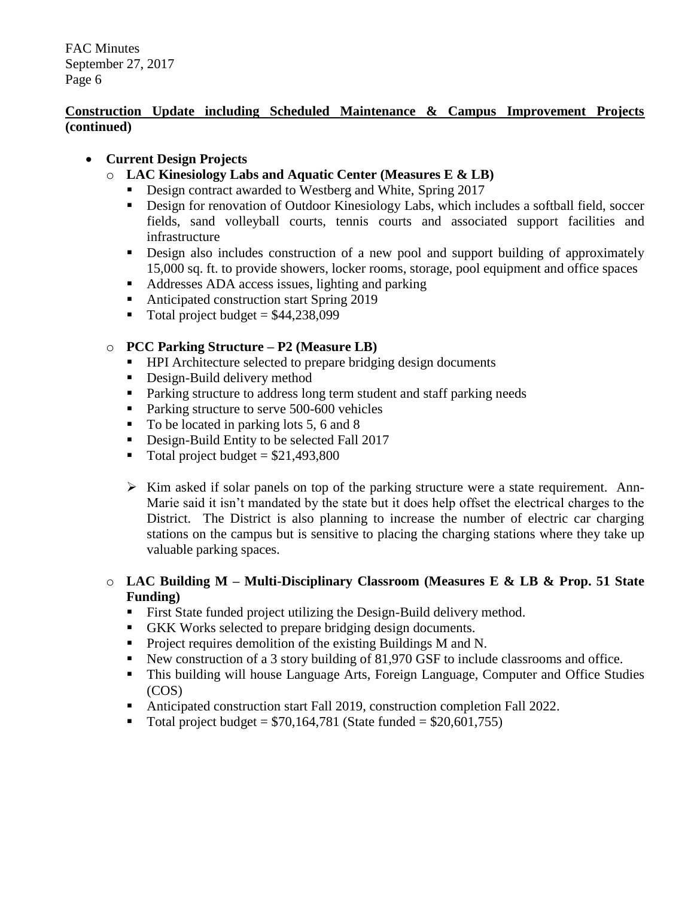**Construction Update including Scheduled Maintenance & Campus Improvement Projects (continued)**

- **Current Design Projects**
  - **LAC Kinesiology Labs and Aquatic Center (Measures E & LB)**
    - Design contract awarded to Westberg and White, Spring 2017
    - Design for renovation of Outdoor Kinesiology Labs, which includes a softball field, soccer fields, sand volleyball courts, tennis courts and associated support facilities and infrastructure
    - Design also includes construction of a new pool and support building of approximately 15,000 sq. ft. to provide showers, locker rooms, storage, pool equipment and office spaces
    - Addresses ADA access issues, lighting and parking
    - Anticipated construction start Spring 2019
    - Total project budget = $44,238,099
  - **PCC Parking Structure – P2 (Measure LB)**
    - HPI Architecture selected to prepare bridging design documents
    - Design-Build delivery method
    - Parking structure to address long term student and staff parking needs
    - Parking structure to serve 500-600 vehicles
    - To be located in parking lots 5, 6 and 8
    - Design-Build Entity to be selected Fall 2017
    - Total project budget = $21,493,800

    ➢ Kim asked if solar panels on top of the parking structure were a state requirement. Ann-Marie said it isn't mandated by the state but it does help offset the electrical charges to the District. The District is also planning to increase the number of electric car charging stations on the campus but is sensitive to placing the charging stations where they take up valuable parking spaces.
  - **LAC Building M – Multi-Disciplinary Classroom (Measures E & LB & Prop. 51 State Funding)**
    - First State funded project utilizing the Design-Build delivery method.
    - GKK Works selected to prepare bridging design documents.
    - Project requires demolition of the existing Buildings M and N.
    - New construction of a 3 story building of 81,970 GSF to include classrooms and office.
    - This building will house Language Arts, Foreign Language, Computer and Office Studies (COS)
    - Anticipated construction start Fall 2019, construction completion Fall 2022.
    - Total project budget = $70,164,781 (State funded = $20,601,755)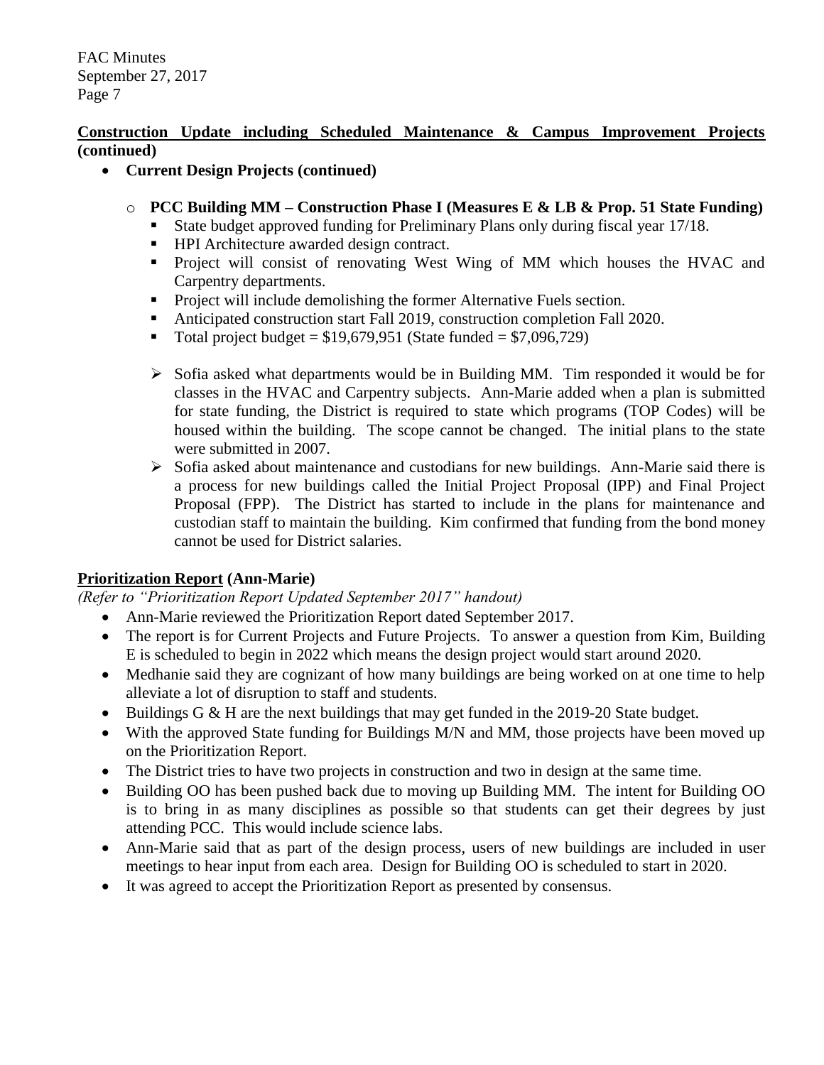**<u>Construction Update including Scheduled Maintenance & Campus Improvement Projects</u> (continued)**

- **Current Design Projects (continued)**

  - **PCC Building MM – Construction Phase I (Measures E & LB & Prop. 51 State Funding)**
    - State budget approved funding for Preliminary Plans only during fiscal year 17/18.
    - HPI Architecture awarded design contract.
    - Project will consist of renovating West Wing of MM which houses the HVAC and Carpentry departments.
    - Project will include demolishing the former Alternative Fuels section.
    - Anticipated construction start Fall 2019, construction completion Fall 2020.
    - Total project budget = $19,679,951 (State funded = $7,096,729)

    - Sofia asked what departments would be in Building MM. Tim responded it would be for classes in the HVAC and Carpentry subjects. Ann-Marie added when a plan is submitted for state funding, the District is required to state which programs (TOP Codes) will be housed within the building. The scope cannot be changed. The initial plans to the state were submitted in 2007.
    - Sofia asked about maintenance and custodians for new buildings. Ann-Marie said there is a process for new buildings called the Initial Project Proposal (IPP) and Final Project Proposal (FPP). The District has started to include in the plans for maintenance and custodian staff to maintain the building. Kim confirmed that funding from the bond money cannot be used for District salaries.

**<u>Prioritization Report</u> (Ann-Marie)**

*(Refer to "Prioritization Report Updated September 2017" handout)*

- Ann-Marie reviewed the Prioritization Report dated September 2017.
- The report is for Current Projects and Future Projects. To answer a question from Kim, Building E is scheduled to begin in 2022 which means the design project would start around 2020.
- Medhanie said they are cognizant of how many buildings are being worked on at one time to help alleviate a lot of disruption to staff and students.
- Buildings G & H are the next buildings that may get funded in the 2019-20 State budget.
- With the approved State funding for Buildings M/N and MM, those projects have been moved up on the Prioritization Report.
- The District tries to have two projects in construction and two in design at the same time.
- Building OO has been pushed back due to moving up Building MM. The intent for Building OO is to bring in as many disciplines as possible so that students can get their degrees by just attending PCC. This would include science labs.
- Ann-Marie said that as part of the design process, users of new buildings are included in user meetings to hear input from each area. Design for Building OO is scheduled to start in 2020.
- It was agreed to accept the Prioritization Report as presented by consensus.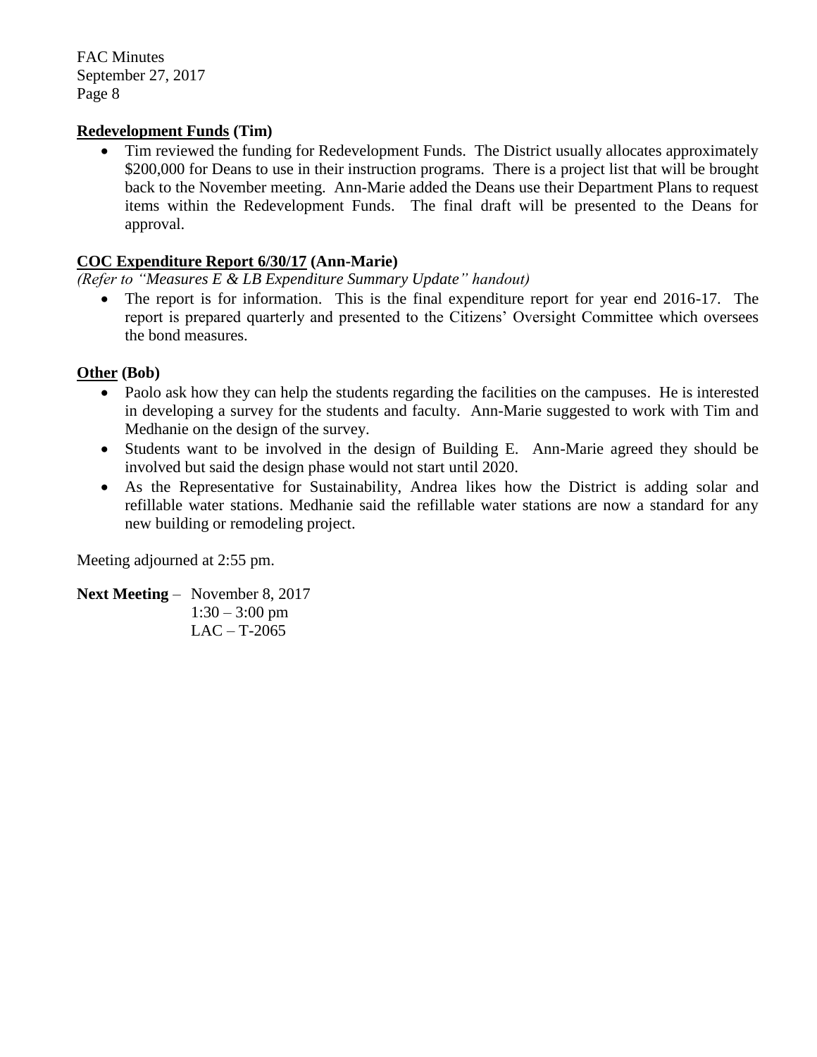**Redevelopment Funds (Tim)**

- Tim reviewed the funding for Redevelopment Funds. The District usually allocates approximately $200,000 for Deans to use in their instruction programs. There is a project list that will be brought back to the November meeting. Ann-Marie added the Deans use their Department Plans to request items within the Redevelopment Funds. The final draft will be presented to the Deans for approval.

**COC Expenditure Report 6/30/17 (Ann-Marie)**

*(Refer to "Measures E & LB Expenditure Summary Update" handout)*

- The report is for information. This is the final expenditure report for year end 2016-17. The report is prepared quarterly and presented to the Citizens' Oversight Committee which oversees the bond measures.

**Other (Bob)**

- Paolo ask how they can help the students regarding the facilities on the campuses. He is interested in developing a survey for the students and faculty. Ann-Marie suggested to work with Tim and Medhanie on the design of the survey.
- Students want to be involved in the design of Building E. Ann-Marie agreed they should be involved but said the design phase would not start until 2020.
- As the Representative for Sustainability, Andrea likes how the District is adding solar and refillable water stations. Medhanie said the refillable water stations are now a standard for any new building or remodeling project.

Meeting adjourned at 2:55 pm.

**Next Meeting** – November 8, 2017
1:30 – 3:00 pm
LAC – T-2065